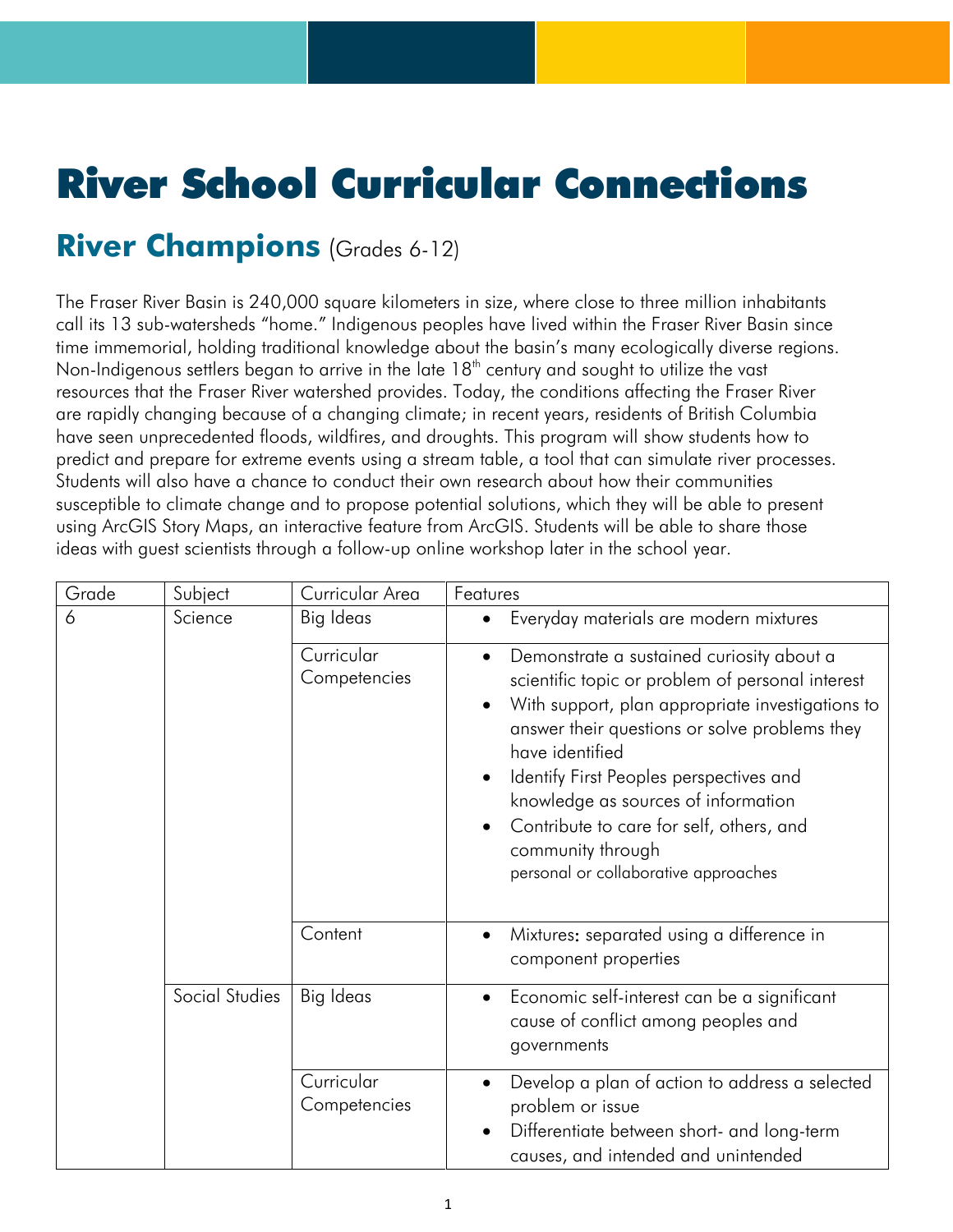# River School Curricular Connections

## River Champions (Grades 6-12)

The Fraser River Basin is 240,000 square kilometers in size, where close to three million inhabitants call its 13 sub-watersheds "home." Indigenous peoples have lived within the Fraser River Basin since time immemorial, holding traditional knowledge about the basin's many ecologically diverse regions. Non-Indigenous settlers began to arrive in the late 18th century and sought to utilize the vast resources that the Fraser River watershed provides. Today, the conditions affecting the Fraser River are rapidly changing because of a changing climate; in recent years, residents of British Columbia have seen unprecedented floods, wildfires, and droughts. This program will show students how to predict and prepare for extreme events using a stream table, a tool that can simulate river processes. Students will also have a chance to conduct their own research about how their communities susceptible to climate change and to propose potential solutions, which they will be able to present using ArcGIS Story Maps, an interactive feature from ArcGIS. Students will be able to share those ideas with guest scientists through a follow-up online workshop later in the school year.

| Grade | Subject | Curricular Area | Features |
|---|---|---|---|
| 6 | Science | Big Ideas | • Everyday materials are modern mixtures |
| | | Curricular Competencies | • Demonstrate a sustained curiosity about a scientific topic or problem of personal interest<br>• With support, plan appropriate investigations to answer their questions or solve problems they have identified<br>• Identify First Peoples perspectives and knowledge as sources of information<br>• Contribute to care for self, others, and community through personal or collaborative approaches |
| | | Content | • Mixtures: separated using a difference in component properties |
| | Social Studies | Big Ideas | • Economic self-interest can be a significant cause of conflict among peoples and governments |
| | | Curricular Competencies | • Develop a plan of action to address a selected problem or issue<br>• Differentiate between short- and long-term causes, and intended and unintended |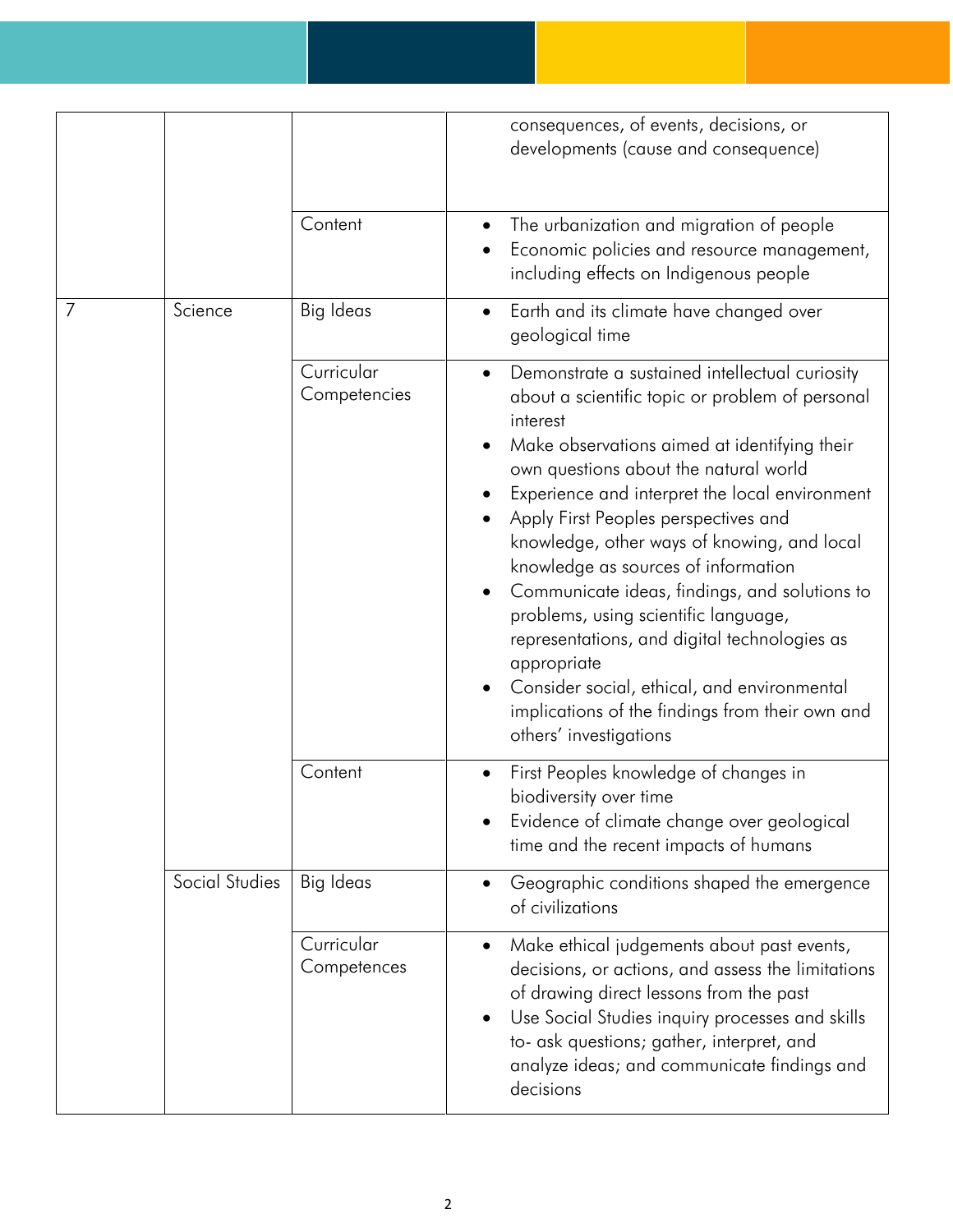|  |  |  | consequences, of events, decisions, or developments (cause and consequence) |
|---|---|---|---|
|  |  | Content | • The urbanization and migration of people<br>• Economic policies and resource management, including effects on Indigenous people |
| 7 | Science | Big Ideas | • Earth and its climate have changed over geological time |
|  |  | Curricular Competencies | • Demonstrate a sustained intellectual curiosity about a scientific topic or problem of personal interest<br>• Make observations aimed at identifying their own questions about the natural world<br>• Experience and interpret the local environment<br>• Apply First Peoples perspectives and knowledge, other ways of knowing, and local knowledge as sources of information<br>• Communicate ideas, findings, and solutions to problems, using scientific language, representations, and digital technologies as appropriate<br>• Consider social, ethical, and environmental implications of the findings from their own and others' investigations |
|  |  | Content | • First Peoples knowledge of changes in biodiversity over time<br>• Evidence of climate change over geological time and the recent impacts of humans |
|  | Social Studies | Big Ideas | • Geographic conditions shaped the emergence of civilizations |
|  |  | Curricular Competences | • Make ethical judgements about past events, decisions, or actions, and assess the limitations of drawing direct lessons from the past<br>• Use Social Studies inquiry processes and skills to- ask questions; gather, interpret, and analyze ideas; and communicate findings and decisions |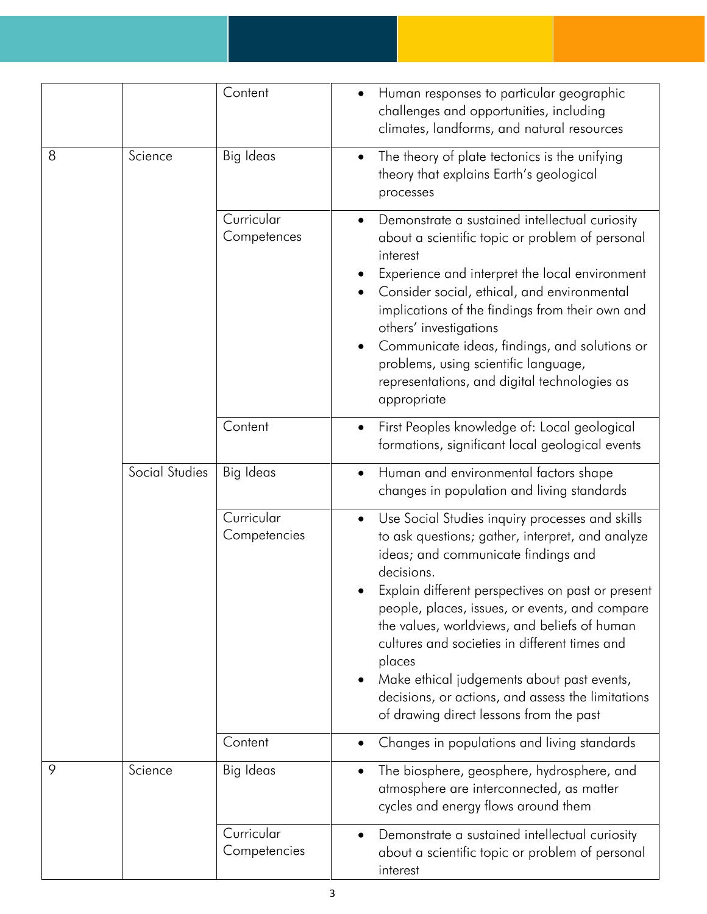| | | | |
|---|---|---|---|
| | | Content | • Human responses to particular geographic challenges and opportunities, including climates, landforms, and natural resources |
| 8 | Science | Big Ideas | • The theory of plate tectonics is the unifying theory that explains Earth's geological processes |
| | | Curricular Competences | • Demonstrate a sustained intellectual curiosity about a scientific topic or problem of personal interest<br>• Experience and interpret the local environment<br>• Consider social, ethical, and environmental implications of the findings from their own and others' investigations<br>• Communicate ideas, findings, and solutions or problems, using scientific language, representations, and digital technologies as appropriate |
| | | Content | • First Peoples knowledge of: Local geological formations, significant local geological events |
| | Social Studies | Big Ideas | • Human and environmental factors shape changes in population and living standards |
| | | Curricular Competencies | • Use Social Studies inquiry processes and skills to ask questions; gather, interpret, and analyze ideas; and communicate findings and decisions.<br>• Explain different perspectives on past or present people, places, issues, or events, and compare the values, worldviews, and beliefs of human cultures and societies in different times and places<br>• Make ethical judgements about past events, decisions, or actions, and assess the limitations of drawing direct lessons from the past |
| | | Content | • Changes in populations and living standards |
| 9 | Science | Big Ideas | • The biosphere, geosphere, hydrosphere, and atmosphere are interconnected, as matter cycles and energy flows around them |
| | | Curricular Competencies | • Demonstrate a sustained intellectual curiosity about a scientific topic or problem of personal interest |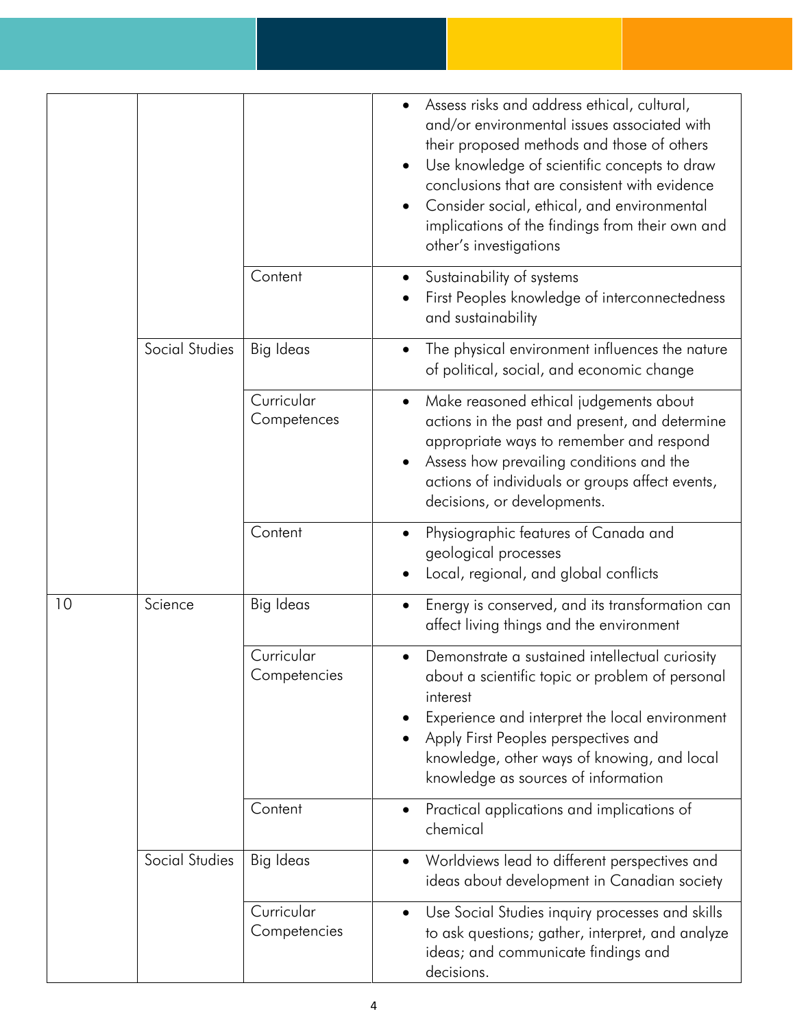| | | | |
|---|---|---|---|
| | | | • Assess risks and address ethical, cultural, and/or environmental issues associated with their proposed methods and those of others<br>• Use knowledge of scientific concepts to draw conclusions that are consistent with evidence<br>• Consider social, ethical, and environmental implications of the findings from their own and other's investigations |
| | | Content | • Sustainability of systems<br>• First Peoples knowledge of interconnectedness and sustainability |
| | Social Studies | Big Ideas | • The physical environment influences the nature of political, social, and economic change |
| | | Curricular Competences | • Make reasoned ethical judgements about actions in the past and present, and determine appropriate ways to remember and respond<br>• Assess how prevailing conditions and the actions of individuals or groups affect events, decisions, or developments. |
| | | Content | • Physiographic features of Canada and geological processes<br>• Local, regional, and global conflicts |
| 10 | Science | Big Ideas | • Energy is conserved, and its transformation can affect living things and the environment |
| | | Curricular Competencies | • Demonstrate a sustained intellectual curiosity about a scientific topic or problem of personal interest<br>• Experience and interpret the local environment<br>• Apply First Peoples perspectives and knowledge, other ways of knowing, and local knowledge as sources of information |
| | | Content | • Practical applications and implications of chemical |
| | Social Studies | Big Ideas | • Worldviews lead to different perspectives and ideas about development in Canadian society |
| | | Curricular Competencies | • Use Social Studies inquiry processes and skills to ask questions; gather, interpret, and analyze ideas; and communicate findings and decisions. |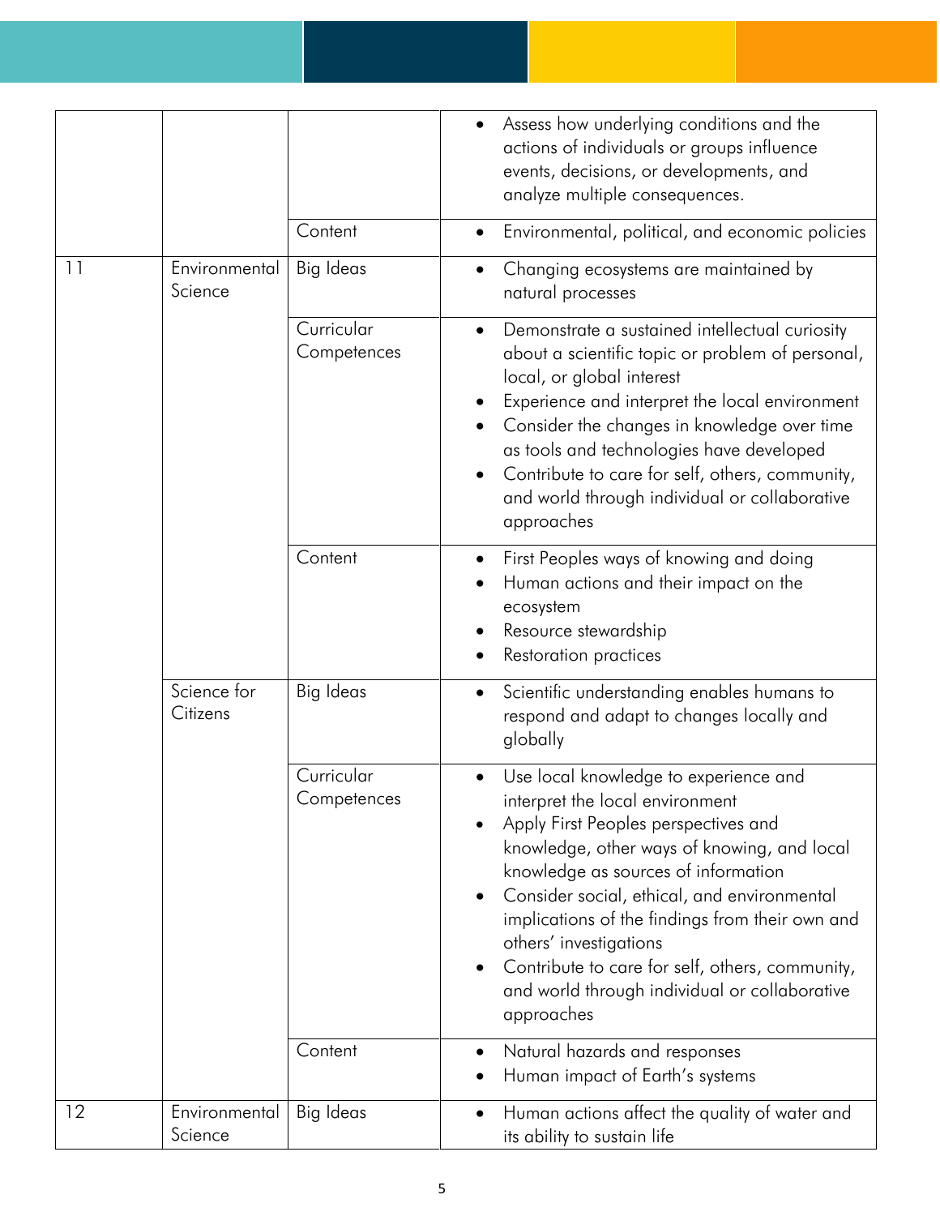| | | | |
|---|---|---|---|
| | | | • Assess how underlying conditions and the actions of individuals or groups influence events, decisions, or developments, and analyze multiple consequences. |
| | | Content | • Environmental, political, and economic policies |
| 11 | Environmental Science | Big Ideas | • Changing ecosystems are maintained by natural processes |
| | | Curricular Competences | • Demonstrate a sustained intellectual curiosity about a scientific topic or problem of personal, local, or global interest<br>• Experience and interpret the local environment<br>• Consider the changes in knowledge over time as tools and technologies have developed<br>• Contribute to care for self, others, community, and world through individual or collaborative approaches |
| | | Content | • First Peoples ways of knowing and doing<br>• Human actions and their impact on the ecosystem<br>• Resource stewardship<br>• Restoration practices |
| | Science for Citizens | Big Ideas | • Scientific understanding enables humans to respond and adapt to changes locally and globally |
| | | Curricular Competences | • Use local knowledge to experience and interpret the local environment<br>• Apply First Peoples perspectives and knowledge, other ways of knowing, and local knowledge as sources of information<br>• Consider social, ethical, and environmental implications of the findings from their own and others' investigations<br>• Contribute to care for self, others, community, and world through individual or collaborative approaches |
| | | Content | • Natural hazards and responses<br>• Human impact of Earth's systems |
| 12 | Environmental Science | Big Ideas | • Human actions affect the quality of water and its ability to sustain life |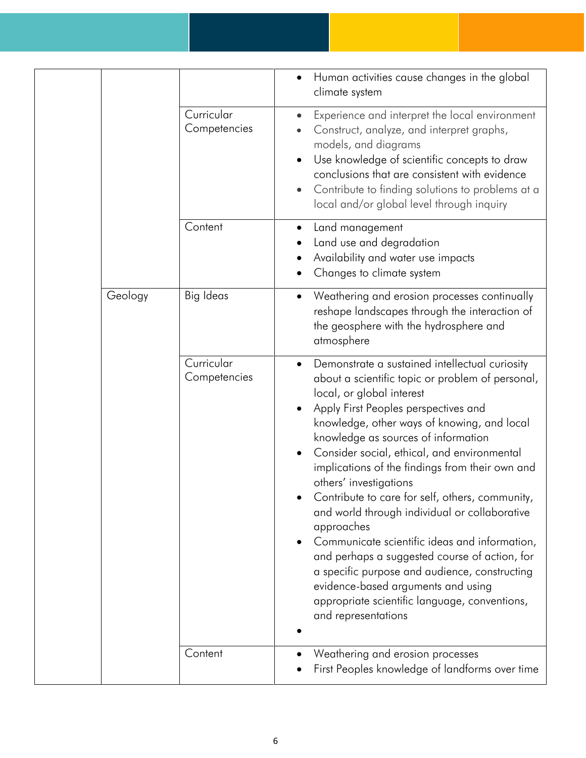| | | | |
|---|---|---|---|
| | | | • Human activities cause changes in the global climate system |
| | | Curricular Competencies | • Experience and interpret the local environment<br>• Construct, analyze, and interpret graphs, models, and diagrams<br>• Use knowledge of scientific concepts to draw conclusions that are consistent with evidence<br>• Contribute to finding solutions to problems at a local and/or global level through inquiry |
| | | Content | • Land management<br>• Land use and degradation<br>• Availability and water use impacts<br>• Changes to climate system |
| | Geology | Big Ideas | • Weathering and erosion processes continually reshape landscapes through the interaction of the geosphere with the hydrosphere and atmosphere |
| | | Curricular Competencies | • Demonstrate a sustained intellectual curiosity about a scientific topic or problem of personal, local, or global interest<br>• Apply First Peoples perspectives and knowledge, other ways of knowing, and local knowledge as sources of information<br>• Consider social, ethical, and environmental implications of the findings from their own and others' investigations<br>• Contribute to care for self, others, community, and world through individual or collaborative approaches<br>• Communicate scientific ideas and information, and perhaps a suggested course of action, for a specific purpose and audience, constructing evidence-based arguments and using appropriate scientific language, conventions, and representations<br>• |
| | | Content | • Weathering and erosion processes<br>• First Peoples knowledge of landforms over time |